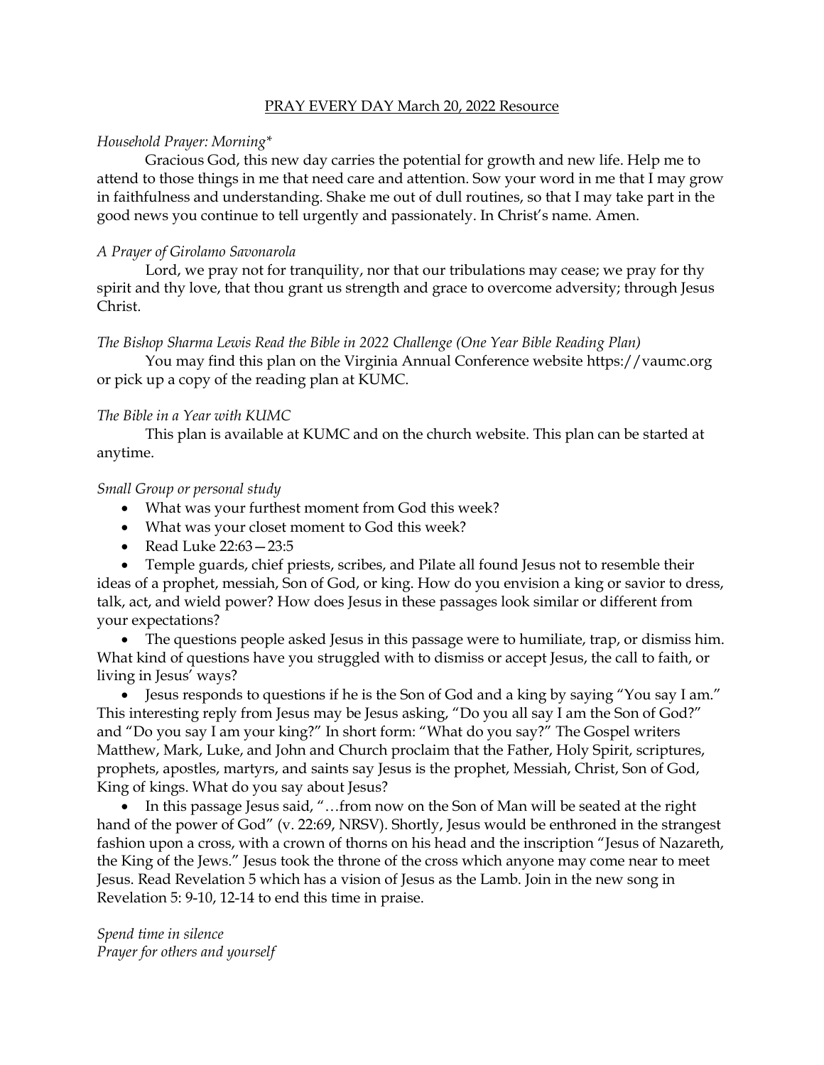PRAY EVERY DAY March 20, 2022 Resource

*Household Prayer: Morning**

Gracious God, this new day carries the potential for growth and new life. Help me to attend to those things in me that need care and attention. Sow your word in me that I may grow in faithfulness and understanding. Shake me out of dull routines, so that I may take part in the good news you continue to tell urgently and passionately. In Christ's name. Amen.

*A Prayer of Girolamo Savonarola*

Lord, we pray not for tranquility, nor that our tribulations may cease; we pray for thy spirit and thy love, that thou grant us strength and grace to overcome adversity; through Jesus Christ.

*The Bishop Sharma Lewis Read the Bible in 2022 Challenge (One Year Bible Reading Plan)*

You may find this plan on the Virginia Annual Conference website https://vaumc.org or pick up a copy of the reading plan at KUMC.

*The Bible in a Year with KUMC*

This plan is available at KUMC and on the church website. This plan can be started at anytime.

*Small Group or personal study*

- What was your furthest moment from God this week?
- What was your closet moment to God this week?
- Read Luke 22:63—23:5
- Temple guards, chief priests, scribes, and Pilate all found Jesus not to resemble their ideas of a prophet, messiah, Son of God, or king. How do you envision a king or savior to dress, talk, act, and wield power? How does Jesus in these passages look similar or different from your expectations?
- The questions people asked Jesus in this passage were to humiliate, trap, or dismiss him. What kind of questions have you struggled with to dismiss or accept Jesus, the call to faith, or living in Jesus' ways?
- Jesus responds to questions if he is the Son of God and a king by saying "You say I am." This interesting reply from Jesus may be Jesus asking, "Do you all say I am the Son of God?" and "Do you say I am your king?" In short form: "What do you say?" The Gospel writers Matthew, Mark, Luke, and John and Church proclaim that the Father, Holy Spirit, scriptures, prophets, apostles, martyrs, and saints say Jesus is the prophet, Messiah, Christ, Son of God, King of kings. What do you say about Jesus?
- In this passage Jesus said, "…from now on the Son of Man will be seated at the right hand of the power of God" (v. 22:69, NRSV). Shortly, Jesus would be enthroned in the strangest fashion upon a cross, with a crown of thorns on his head and the inscription "Jesus of Nazareth, the King of the Jews." Jesus took the throne of the cross which anyone may come near to meet Jesus. Read Revelation 5 which has a vision of Jesus as the Lamb. Join in the new song in Revelation 5: 9-10, 12-14 to end this time in praise.

*Spend time in silence*
*Prayer for others and yourself*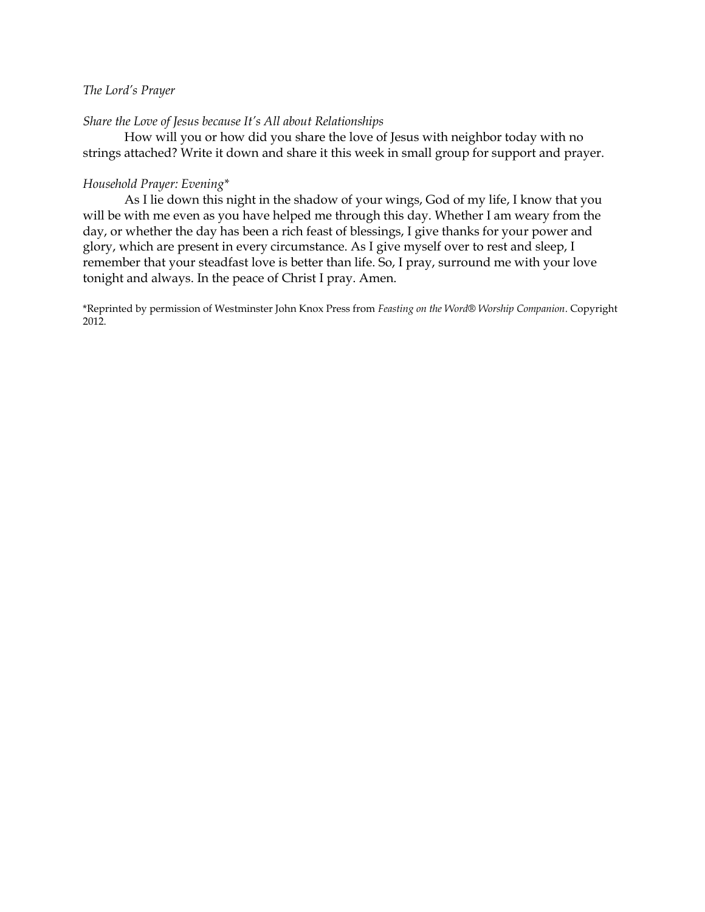*The Lord's Prayer*

*Share the Love of Jesus because It's All about Relationships*

How will you or how did you share the love of Jesus with neighbor today with no strings attached? Write it down and share it this week in small group for support and prayer.

*Household Prayer: Evening**

As I lie down this night in the shadow of your wings, God of my life, I know that you will be with me even as you have helped me through this day. Whether I am weary from the day, or whether the day has been a rich feast of blessings, I give thanks for your power and glory, which are present in every circumstance. As I give myself over to rest and sleep, I remember that your steadfast love is better than life. So, I pray, surround me with your love tonight and always. In the peace of Christ I pray. Amen.

*Reprinted by permission of Westminster John Knox Press from *Feasting on the Word® Worship Companion*. Copyright 2012.